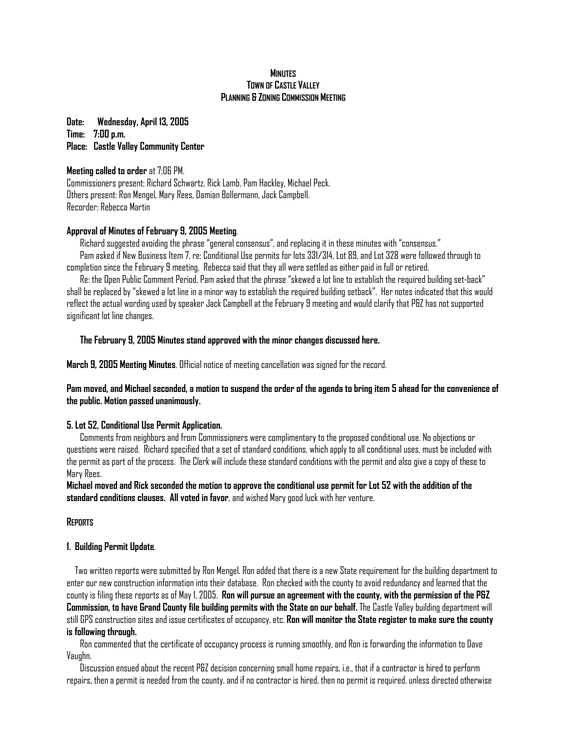# MINUTES
## TOWN OF CASTLE VALLEY
## PLANNING & ZONING COMMISSION MEETING

**Date: Wednesday, April 13, 2005**
**Time: 7:00 p.m.**
**Place: Castle Valley Community Center**

**Meeting called to order** at 7:06 PM.
Commissioners present: Richard Schwartz, Rick Lamb, Pam Hackley, Michael Peck.
Others present: Ron Mengel, Mary Rees, Damian Bollermann, Jack Campbell.
Recorder: Rebecca Martin

**Approval of Minutes of February 9, 2005 Meeting**.

Richard suggested avoiding the phrase "general consensus", and replacing it in these minutes with "consensus."

Pam asked if New Business Item 7, re: Conditional Use permits for lots 331/314, Lot 89, and Lot 328 were followed through to completion since the February 9 meeting. Rebecca said that they all were settled as either paid in full or retired.

Re: the Open Public Comment Period, Pam asked that the phrase "skewed a lot line to establish the required building set-back" shall be replaced by "skewed a lot line in a minor way to establish the required building setback". Her notes indicated that this would reflect the actual wording used by speaker Jack Campbell at the February 9 meeting and would clarify that P&Z has not supported significant lot line changes.

**The February 9, 2005 Minutes stand approved with the minor changes discussed here.**

**March 9, 2005 Meeting Minutes**. Official notice of meeting cancellation was signed for the record.

**Pam moved, and Michael seconded, a motion to suspend the order of the agenda to bring item 5 ahead for the convenience of the public. Motion passed unanimously.**

**5. Lot 52, Conditional Use Permit Application.**

Comments from neighbors and from Commissioners were complimentary to the proposed conditional use. No objections or questions were raised. Richard specified that a set of standard conditions, which apply to all conditional uses, must be included with the permit as part of the process. The Clerk will include these standard conditions with the permit and also give a copy of these to Mary Rees.

**Michael moved and Rick seconded the motion to approve the conditional use permit for Lot 52 with the addition of the standard conditions clauses. All voted in favor**, and wished Mary good luck with her venture.

## REPORTS

**1. Building Permit Update**.

Two written reports were submitted by Ron Mengel. Ron added that there is a new State requirement for the building department to enter our new construction information into their database. Ron checked with the county to avoid redundancy and learned that the county is filing these reports as of May 1, 2005. **Ron will pursue an agreement with the county, with the permission of the P&Z Commission, to have Grand County file building permits with the State on our behalf.** The Castle Valley building department will still GPS construction sites and issue certificates of occupancy, etc. **Ron will monitor the State register to make sure the county is following through.**

Ron commented that the certificate of occupancy process is running smoothly, and Ron is forwarding the information to Dave Vaughn.

Discussion ensued about the recent P&Z decision concerning small home repairs, i.e., that if a contractor is hired to perform repairs, then a permit is needed from the county, and if no contractor is hired, then no permit is required, unless directed otherwise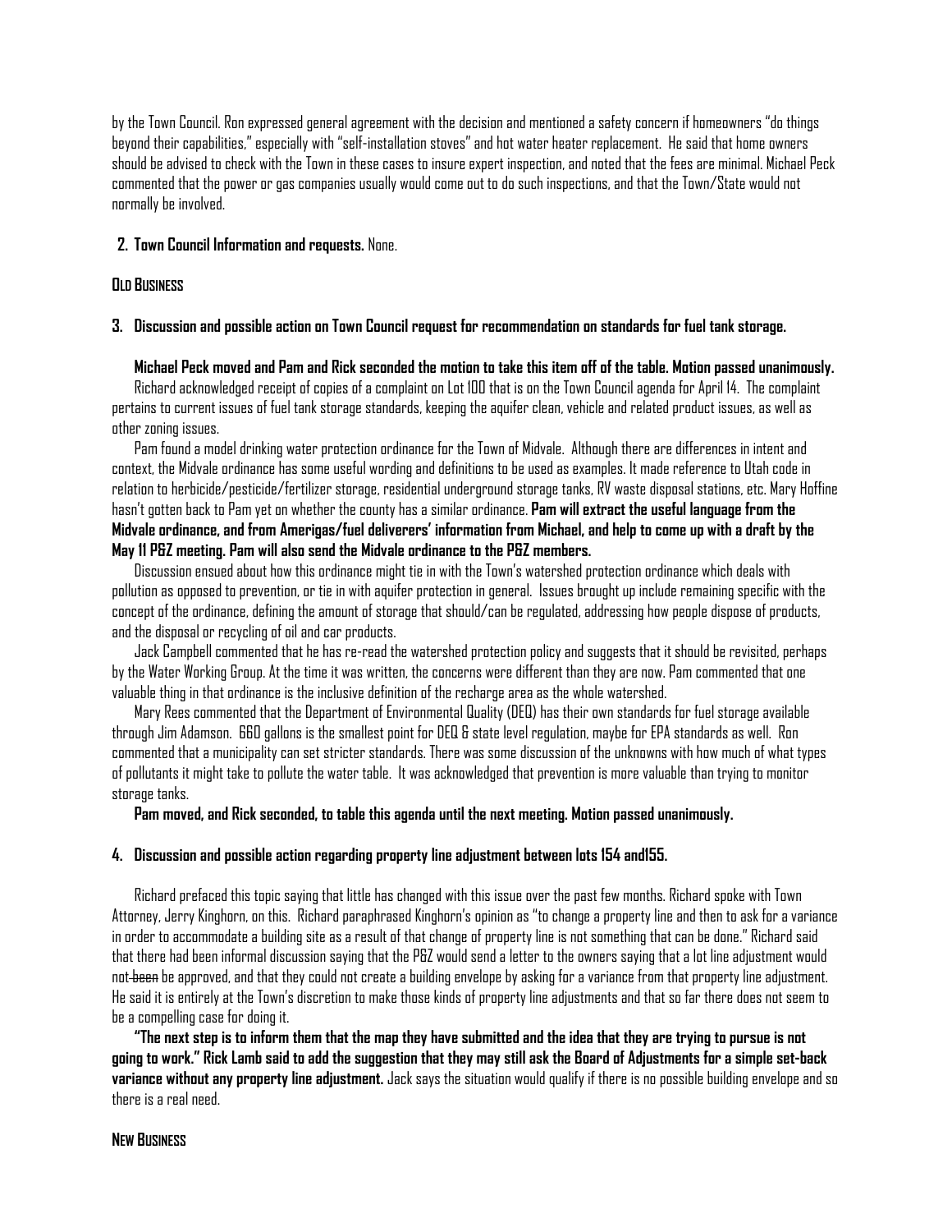by the Town Council. Ron expressed general agreement with the decision and mentioned a safety concern if homeowners "do things beyond their capabilities," especially with "self-installation stoves" and hot water heater replacement. He said that home owners should be advised to check with the Town in these cases to insure expert inspection, and noted that the fees are minimal. Michael Peck commented that the power or gas companies usually would come out to do such inspections, and that the Town/State would not normally be involved.

**2. Town Council Information and requests.** None.

**Old Business**

**3. Discussion and possible action on Town Council request for recommendation on standards for fuel tank storage.**

**Michael Peck moved and Pam and Rick seconded the motion to take this item off of the table. Motion passed unanimously.**

Richard acknowledged receipt of copies of a complaint on Lot 100 that is on the Town Council agenda for April 14. The complaint pertains to current issues of fuel tank storage standards, keeping the aquifer clean, vehicle and related product issues, as well as other zoning issues.

Pam found a model drinking water protection ordinance for the Town of Midvale. Although there are differences in intent and context, the Midvale ordinance has some useful wording and definitions to be used as examples. It made reference to Utah code in relation to herbicide/pesticide/fertilizer storage, residential underground storage tanks, RV waste disposal stations, etc. Mary Hoffine hasn't gotten back to Pam yet on whether the county has a similar ordinance. **Pam will extract the useful language from the Midvale ordinance, and from Amerigas/fuel deliverers' information from Michael, and help to come up with a draft by the May 11 P&Z meeting. Pam will also send the Midvale ordinance to the P&Z members.**

Discussion ensued about how this ordinance might tie in with the Town's watershed protection ordinance which deals with pollution as opposed to prevention, or tie in with aquifer protection in general. Issues brought up include remaining specific with the concept of the ordinance, defining the amount of storage that should/can be regulated, addressing how people dispose of products, and the disposal or recycling of oil and car products.

Jack Campbell commented that he has re-read the watershed protection policy and suggests that it should be revisited, perhaps by the Water Working Group. At the time it was written, the concerns were different than they are now. Pam commented that one valuable thing in that ordinance is the inclusive definition of the recharge area as the whole watershed.

Mary Rees commented that the Department of Environmental Quality (DEQ) has their own standards for fuel storage available through Jim Adamson. 660 gallons is the smallest point for DEQ & state level regulation, maybe for EPA standards as well. Ron commented that a municipality can set stricter standards. There was some discussion of the unknowns with how much of what types of pollutants it might take to pollute the water table. It was acknowledged that prevention is more valuable than trying to monitor storage tanks.

**Pam moved, and Rick seconded, to table this agenda until the next meeting. Motion passed unanimously.**

**4. Discussion and possible action regarding property line adjustment between lots 154 and155.**

Richard prefaced this topic saying that little has changed with this issue over the past few months. Richard spoke with Town Attorney, Jerry Kinghorn, on this. Richard paraphrased Kinghorn's opinion as "to change a property line and then to ask for a variance in order to accommodate a building site as a result of that change of property line is not something that can be done." Richard said that there had been informal discussion saying that the P&Z would send a letter to the owners saying that a lot line adjustment would not ~~been~~ be approved, and that they could not create a building envelope by asking for a variance from that property line adjustment. He said it is entirely at the Town's discretion to make those kinds of property line adjustments and that so far there does not seem to be a compelling case for doing it.

**"The next step is to inform them that the map they have submitted and the idea that they are trying to pursue is not going to work." Rick Lamb said to add the suggestion that they may still ask the Board of Adjustments for a simple set-back variance without any property line adjustment.** Jack says the situation would qualify if there is no possible building envelope and so there is a real need.

**New Business**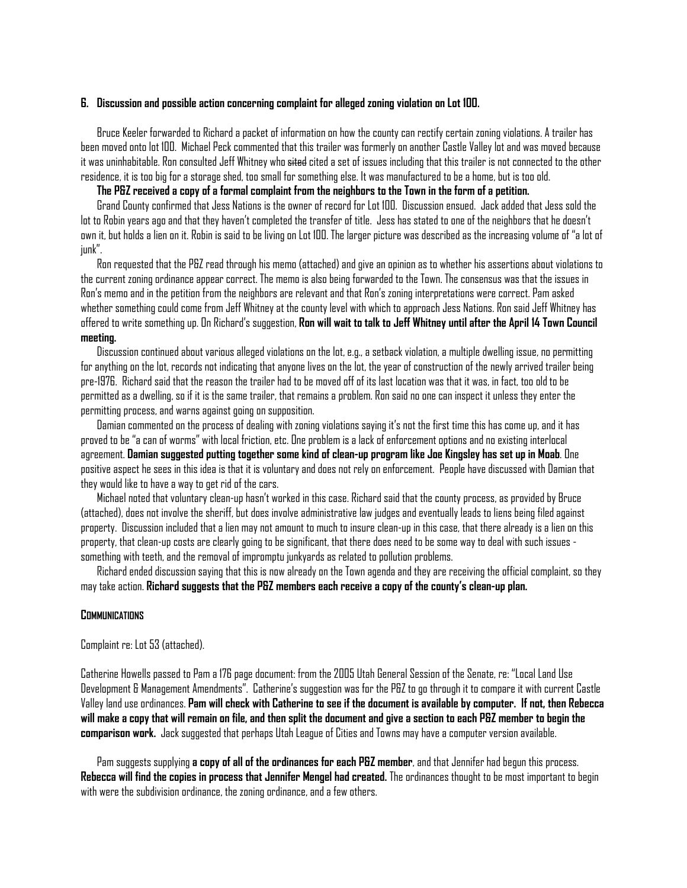**6. Discussion and possible action concerning complaint for alleged zoning violation on Lot 100.**

Bruce Keeler forwarded to Richard a packet of information on how the county can rectify certain zoning violations. A trailer has been moved onto lot 100. Michael Peck commented that this trailer was formerly on another Castle Valley lot and was moved because it was uninhabitable. Ron consulted Jeff Whitney who ~~sited~~ cited a set of issues including that this trailer is not connected to the other residence, it is too big for a storage shed, too small for something else. It was manufactured to be a home, but is too old.

**The P&Z received a copy of a formal complaint from the neighbors to the Town in the form of a petition.**

Grand County confirmed that Jess Nations is the owner of record for Lot 100. Discussion ensued. Jack added that Jess sold the lot to Robin years ago and that they haven't completed the transfer of title. Jess has stated to one of the neighbors that he doesn't own it, but holds a lien on it. Robin is said to be living on Lot 100. The larger picture was described as the increasing volume of "a lot of junk".

Ron requested that the P&Z read through his memo (attached) and give an opinion as to whether his assertions about violations to the current zoning ordinance appear correct. The memo is also being forwarded to the Town. The consensus was that the issues in Ron's memo and in the petition from the neighbors are relevant and that Ron's zoning interpretations were correct. Pam asked whether something could come from Jeff Whitney at the county level with which to approach Jess Nations. Ron said Jeff Whitney has offered to write something up. On Richard's suggestion, **Ron will wait to talk to Jeff Whitney until after the April 14 Town Council meeting.**

Discussion continued about various alleged violations on the lot, e.g., a setback violation, a multiple dwelling issue, no permitting for anything on the lot, records not indicating that anyone lives on the lot, the year of construction of the newly arrived trailer being pre-1976. Richard said that the reason the trailer had to be moved off of its last location was that it was, in fact, too old to be permitted as a dwelling, so if it is the same trailer, that remains a problem. Ron said no one can inspect it unless they enter the permitting process, and warns against going on supposition.

Damian commented on the process of dealing with zoning violations saying it's not the first time this has come up, and it has proved to be "a can of worms" with local friction, etc. One problem is a lack of enforcement options and no existing interlocal agreement. **Damian suggested putting together some kind of clean-up program like Joe Kingsley has set up in Moab**. One positive aspect he sees in this idea is that it is voluntary and does not rely on enforcement. People have discussed with Damian that they would like to have a way to get rid of the cars.

Michael noted that voluntary clean-up hasn't worked in this case. Richard said that the county process, as provided by Bruce (attached), does not involve the sheriff, but does involve administrative law judges and eventually leads to liens being filed against property. Discussion included that a lien may not amount to much to insure clean-up in this case, that there already is a lien on this property, that clean-up costs are clearly going to be significant, that there does need to be some way to deal with such issues - something with teeth, and the removal of impromptu junkyards as related to pollution problems.

Richard ended discussion saying that this is now already on the Town agenda and they are receiving the official complaint, so they may take action. **Richard suggests that the P&Z members each receive a copy of the county's clean-up plan.**

**COMMUNICATIONS**

Complaint re: Lot 53 (attached).

Catherine Howells passed to Pam a 176 page document: from the 2005 Utah General Session of the Senate, re: "Local Land Use Development & Management Amendments". Catherine's suggestion was for the P&Z to go through it to compare it with current Castle Valley land use ordinances. **Pam will check with Catherine to see if the document is available by computer. If not, then Rebecca will make a copy that will remain on file, and then split the document and give a section to each P&Z member to begin the comparison work.** Jack suggested that perhaps Utah League of Cities and Towns may have a computer version available.

Pam suggests supplying **a copy of all of the ordinances for each P&Z member**, and that Jennifer had begun this process. **Rebecca will find the copies in process that Jennifer Mengel had created.** The ordinances thought to be most important to begin with were the subdivision ordinance, the zoning ordinance, and a few others.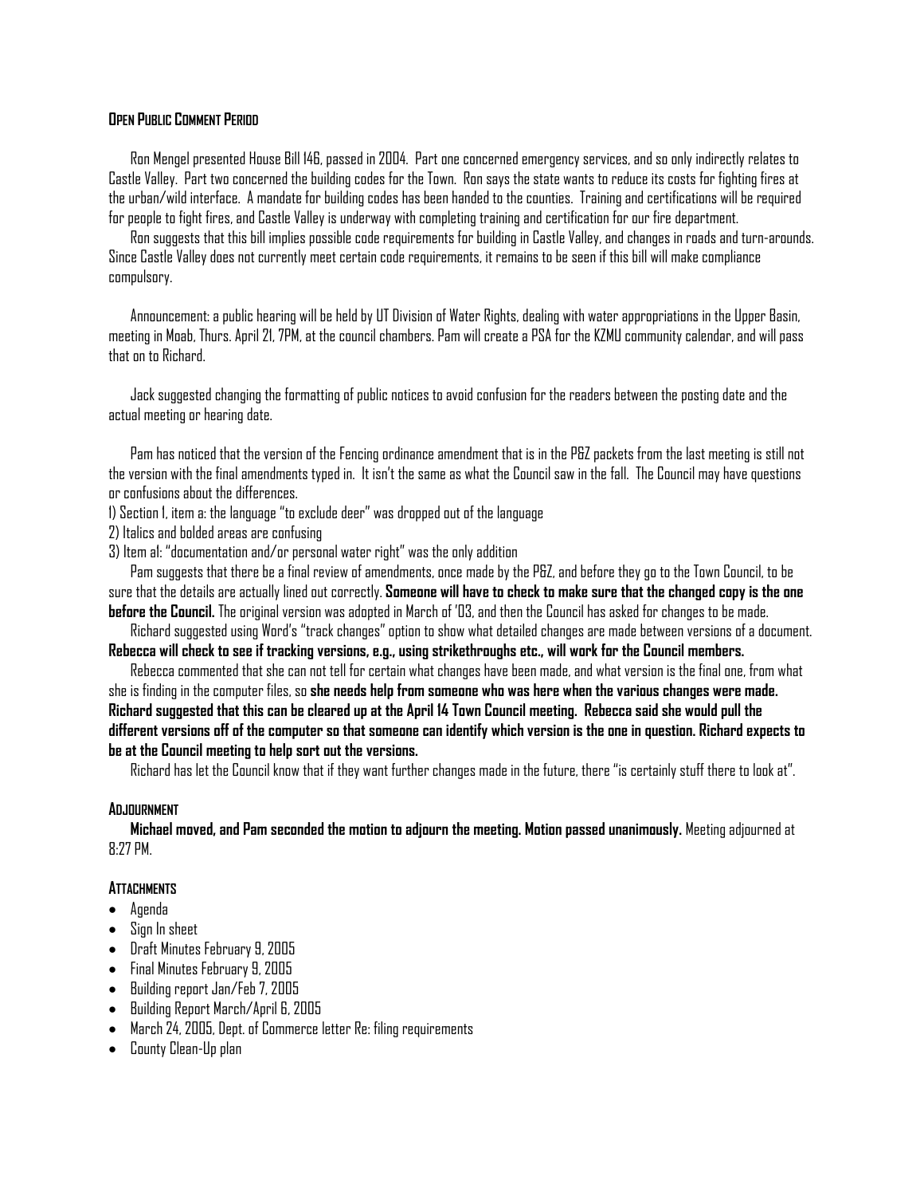### Open Public Comment Period

Ron Mengel presented House Bill 146, passed in 2004. Part one concerned emergency services, and so only indirectly relates to Castle Valley. Part two concerned the building codes for the Town. Ron says the state wants to reduce its costs for fighting fires at the urban/wild interface. A mandate for building codes has been handed to the counties. Training and certifications will be required for people to fight fires, and Castle Valley is underway with completing training and certification for our fire department.

Ron suggests that this bill implies possible code requirements for building in Castle Valley, and changes in roads and turn-arounds. Since Castle Valley does not currently meet certain code requirements, it remains to be seen if this bill will make compliance compulsory.

Announcement: a public hearing will be held by UT Division of Water Rights, dealing with water appropriations in the Upper Basin, meeting in Moab, Thurs. April 21, 7PM, at the council chambers. Pam will create a PSA for the KZMU community calendar, and will pass that on to Richard.

Jack suggested changing the formatting of public notices to avoid confusion for the readers between the posting date and the actual meeting or hearing date.

Pam has noticed that the version of the Fencing ordinance amendment that is in the P&Z packets from the last meeting is still not the version with the final amendments typed in. It isn't the same as what the Council saw in the fall. The Council may have questions or confusions about the differences.

1) Section 1, item a: the language "to exclude deer" was dropped out of the language
2) Italics and bolded areas are confusing
3) Item a1: "documentation and/or personal water right" was the only addition

Pam suggests that there be a final review of amendments, once made by the P&Z, and before they go to the Town Council, to be sure that the details are actually lined out correctly. **Someone will have to check to make sure that the changed copy is the one before the Council.** The original version was adopted in March of '03, and then the Council has asked for changes to be made.

Richard suggested using Word's "track changes" option to show what detailed changes are made between versions of a document. **Rebecca will check to see if tracking versions, e.g., using strikethroughs etc., will work for the Council members.**

Rebecca commented that she can not tell for certain what changes have been made, and what version is the final one, from what she is finding in the computer files, so **she needs help from someone who was here when the various changes were made. Richard suggested that this can be cleared up at the April 14 Town Council meeting. Rebecca said she would pull the different versions off of the computer so that someone can identify which version is the one in question. Richard expects to be at the Council meeting to help sort out the versions.**

Richard has let the Council know that if they want further changes made in the future, there "is certainly stuff there to look at".

### Adjournment

**Michael moved, and Pam seconded the motion to adjourn the meeting. Motion passed unanimously.** Meeting adjourned at 8:27 PM.

### Attachments

- Agenda
- Sign In sheet
- Draft Minutes February 9, 2005
- Final Minutes February 9, 2005
- Building report Jan/Feb 7, 2005
- Building Report March/April 6, 2005
- March 24, 2005, Dept. of Commerce letter Re: filing requirements
- County Clean-Up plan